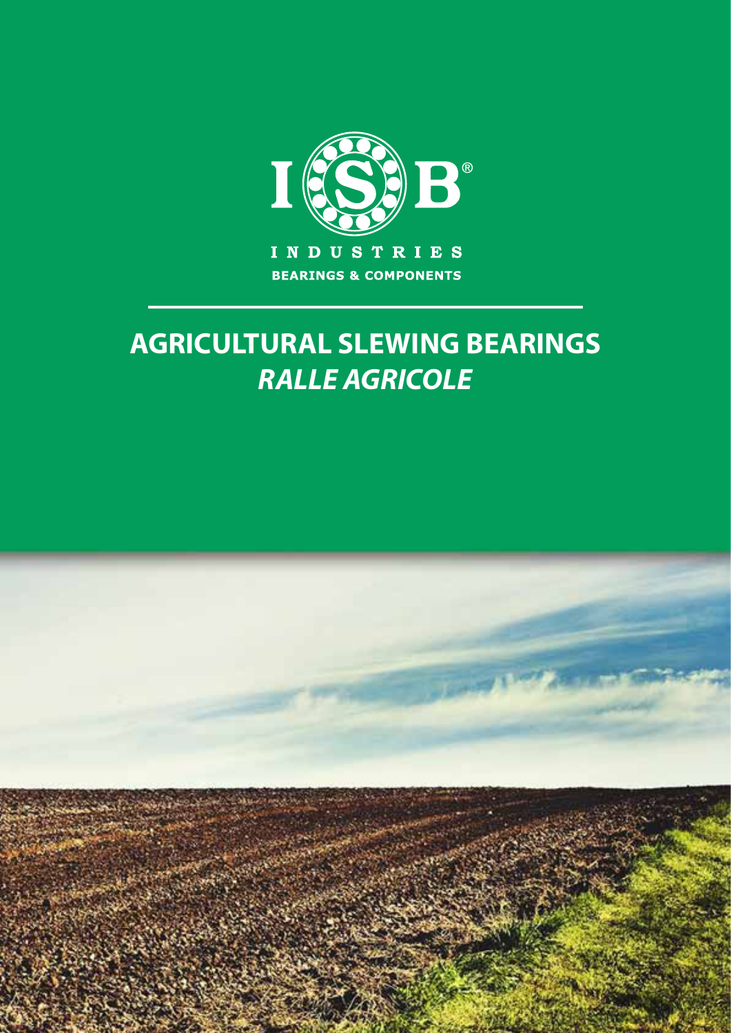ISB®

INDUSTRIES

BEARINGS & COMPONENTS

# AGRICULTURAL SLEWING BEARINGS

## *RALLE AGRICOLE*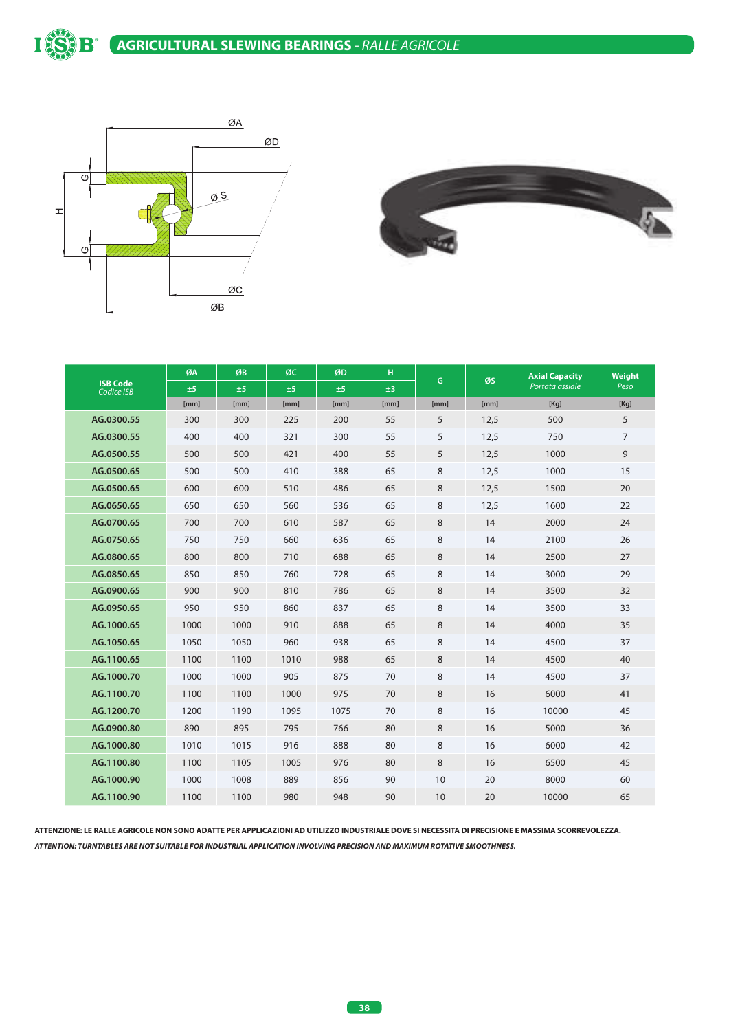# AGRICULTURAL SLEWING BEARINGS - *RALLE AGRICOLE*

ØA

ØD

G

H

Ø S

G

ØC

ØB

| ISB Code *Codice ISB* | ØA | ØB | ØC | ØD | H | G | ØS | Axial Capacity *Portata assiale* | Weight *Peso* |
|---|---|---|---|---|---|---|---|---|---|
| | ±5 | ±5 | ±5 | ±5 | ±3 | | | | |
| | [mm] | [mm] | [mm] | [mm] | [mm] | [mm] | [mm] | [Kg] | [Kg] |
| AG.0300.55 | 300 | 300 | 225 | 200 | 55 | 5 | 12,5 | 500 | 5 |
| AG.0300.55 | 400 | 400 | 321 | 300 | 55 | 5 | 12,5 | 750 | 7 |
| AG.0500.55 | 500 | 500 | 421 | 400 | 55 | 5 | 12,5 | 1000 | 9 |
| AG.0500.65 | 500 | 500 | 410 | 388 | 65 | 8 | 12,5 | 1000 | 15 |
| AG.0500.65 | 600 | 600 | 510 | 486 | 65 | 8 | 12,5 | 1500 | 20 |
| AG.0650.65 | 650 | 650 | 560 | 536 | 65 | 8 | 12,5 | 1600 | 22 |
| AG.0700.65 | 700 | 700 | 610 | 587 | 65 | 8 | 14 | 2000 | 24 |
| AG.0750.65 | 750 | 750 | 660 | 636 | 65 | 8 | 14 | 2100 | 26 |
| AG.0800.65 | 800 | 800 | 710 | 688 | 65 | 8 | 14 | 2500 | 27 |
| AG.0850.65 | 850 | 850 | 760 | 728 | 65 | 8 | 14 | 3000 | 29 |
| AG.0900.65 | 900 | 900 | 810 | 786 | 65 | 8 | 14 | 3500 | 32 |
| AG.0950.65 | 950 | 950 | 860 | 837 | 65 | 8 | 14 | 3500 | 33 |
| AG.1000.65 | 1000 | 1000 | 910 | 888 | 65 | 8 | 14 | 4000 | 35 |
| AG.1050.65 | 1050 | 1050 | 960 | 938 | 65 | 8 | 14 | 4500 | 37 |
| AG.1100.65 | 1100 | 1100 | 1010 | 988 | 65 | 8 | 14 | 4500 | 40 |
| AG.1000.70 | 1000 | 1000 | 905 | 875 | 70 | 8 | 14 | 4500 | 37 |
| AG.1100.70 | 1100 | 1100 | 1000 | 975 | 70 | 8 | 16 | 6000 | 41 |
| AG.1200.70 | 1200 | 1190 | 1095 | 1075 | 70 | 8 | 16 | 10000 | 45 |
| AG.0900.80 | 890 | 895 | 795 | 766 | 80 | 8 | 16 | 5000 | 36 |
| AG.1000.80 | 1010 | 1015 | 916 | 888 | 80 | 8 | 16 | 6000 | 42 |
| AG.1100.80 | 1100 | 1105 | 1005 | 976 | 80 | 8 | 16 | 6500 | 45 |
| AG.1000.90 | 1000 | 1008 | 889 | 856 | 90 | 10 | 20 | 8000 | 60 |
| AG.1100.90 | 1100 | 1100 | 980 | 948 | 90 | 10 | 20 | 10000 | 65 |

**ATTENZIONE: LE RALLE AGRICOLE NON SONO ADATTE PER APPLICAZIONI AD UTILIZZO INDUSTRIALE DOVE SI NECESSITA DI PRECISIONE E MASSIMA SCORREVOLEZZA.**

***ATTENTION: TURNTABLES ARE NOT SUITABLE FOR INDUSTRIAL APPLICATION INVOLVING PRECISION AND MAXIMUM ROTATIVE SMOOTHNESS.***